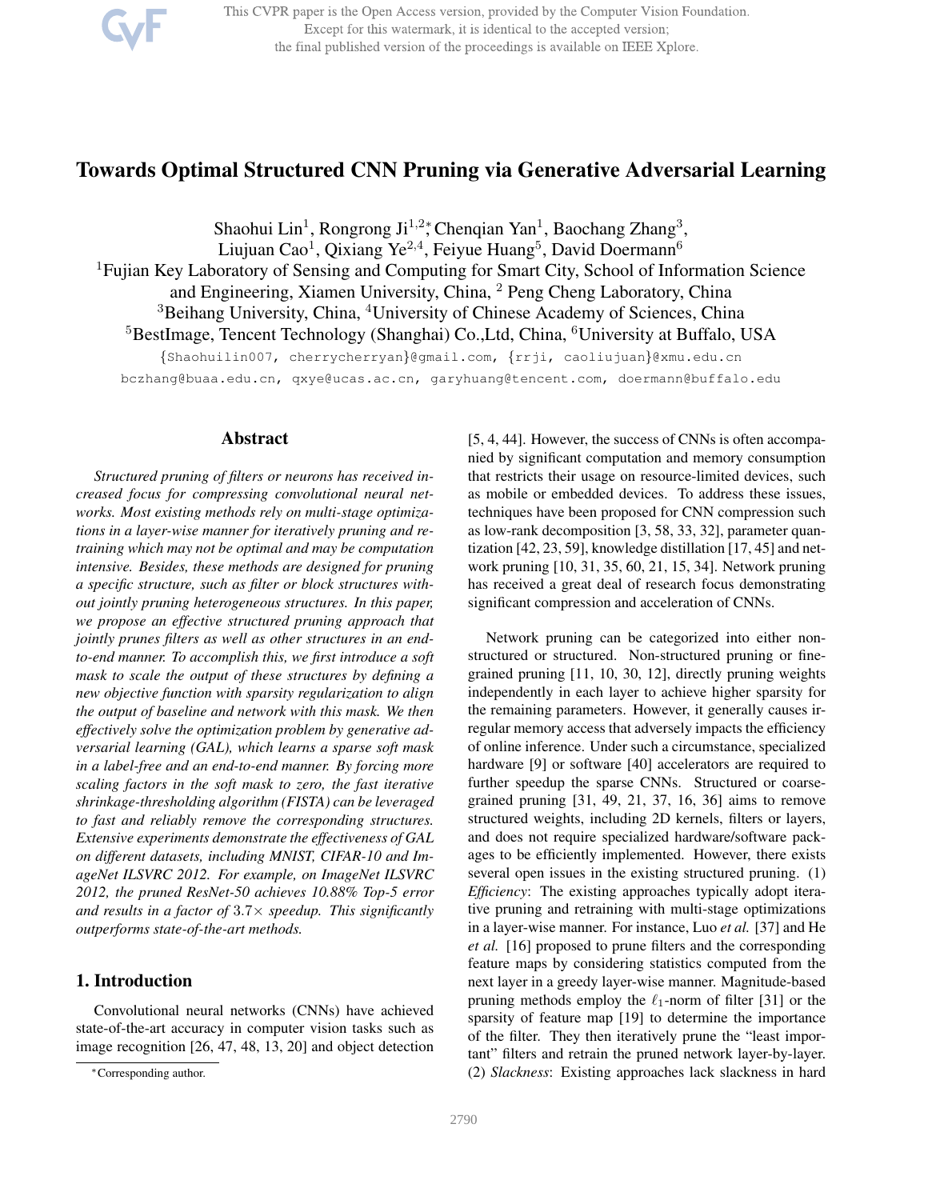# Towards Optimal Structured CNN Pruning via Generative Adversarial Learning

Shaohui Lin[1], Rongrong Ji[1,2*], Chenqian Yan[1], Baochang Zhang[3], Liujuan Cao[1], Qixiang Ye[2,4], Feiyue Huang[5], David Doermann[6]

[1]Fujian Key Laboratory of Sensing and Computing for Smart City, School of Information Science and Engineering, Xiamen University, China, [2] Peng Cheng Laboratory, China
[3]Beihang University, China, [4]University of Chinese Academy of Sciences, China
[5]BestImage, Tencent Technology (Shanghai) Co.,Ltd, China, [6]University at Buffalo, USA

{Shaohuilin007, cherrycherryan}@gmail.com, {rrji, caoliujuan}@xmu.edu.cn
bczhang@buaa.edu.cn, qxye@ucas.ac.cn, garyhuang@tencent.com, doermann@buffalo.edu

## Abstract

*Structured pruning of filters or neurons has received increased focus for compressing convolutional neural networks. Most existing methods rely on multi-stage optimizations in a layer-wise manner for iteratively pruning and retraining which may not be optimal and may be computation intensive. Besides, these methods are designed for pruning a specific structure, such as filter or block structures without jointly pruning heterogeneous structures. In this paper, we propose an effective structured pruning approach that jointly prunes filters as well as other structures in an end-to-end manner. To accomplish this, we first introduce a soft mask to scale the output of these structures by defining a new objective function with sparsity regularization to align the output of baseline and network with this mask. We then effectively solve the optimization problem by generative adversarial learning (GAL), which learns a sparse soft mask in a label-free and an end-to-end manner. By forcing more scaling factors in the soft mask to zero, the fast iterative shrinkage-thresholding algorithm (FISTA) can be leveraged to fast and reliably remove the corresponding structures. Extensive experiments demonstrate the effectiveness of GAL on different datasets, including MNIST, CIFAR-10 and ImageNet ILSVRC 2012. For example, on ImageNet ILSVRC 2012, the pruned ResNet-50 achieves 10.88% Top-5 error and results in a factor of $3.7\times$ speedup. This significantly outperforms state-of-the-art methods.*

## 1. Introduction

Convolutional neural networks (CNNs) have achieved state-of-the-art accuracy in computer vision tasks such as image recognition [26, 47, 48, 13, 20] and object detection [5, 4, 44]. However, the success of CNNs is often accompanied by significant computation and memory consumption that restricts their usage on resource-limited devices, such as mobile or embedded devices. To address these issues, techniques have been proposed for CNN compression such as low-rank decomposition [3, 58, 33, 32], parameter quantization [42, 23, 59], knowledge distillation [17, 45] and network pruning [10, 31, 35, 60, 21, 15, 34]. Network pruning has received a great deal of research focus demonstrating significant compression and acceleration of CNNs.

Network pruning can be categorized into either non-structured or structured. Non-structured pruning or fine-grained pruning [11, 10, 30, 12], directly pruning weights independently in each layer to achieve higher sparsity for the remaining parameters. However, it generally causes irregular memory access that adversely impacts the efficiency of online inference. Under such a circumstance, specialized hardware [9] or software [40] accelerators are required to further speedup the sparse CNNs. Structured or coarse-grained pruning [31, 49, 21, 37, 16, 36] aims to remove structured weights, including 2D kernels, filters or layers, and does not require specialized hardware/software packages to be efficiently implemented. However, there exists several open issues in the existing structured pruning. (1) *Efficiency*: The existing approaches typically adopt iterative pruning and retraining with multi-stage optimizations in a layer-wise manner. For instance, Luo *et al.* [37] and He *et al.* [16] proposed to prune filters and the corresponding feature maps by considering statistics computed from the next layer in a greedy layer-wise manner. Magnitude-based pruning methods employ the $\ell_1$-norm of filter [31] or the sparsity of feature map [19] to determine the importance of the filter. They then iteratively prune the "least important" filters and retrain the pruned network layer-by-layer. (2) *Slackness*: Existing approaches lack slackness in hard

*Corresponding author.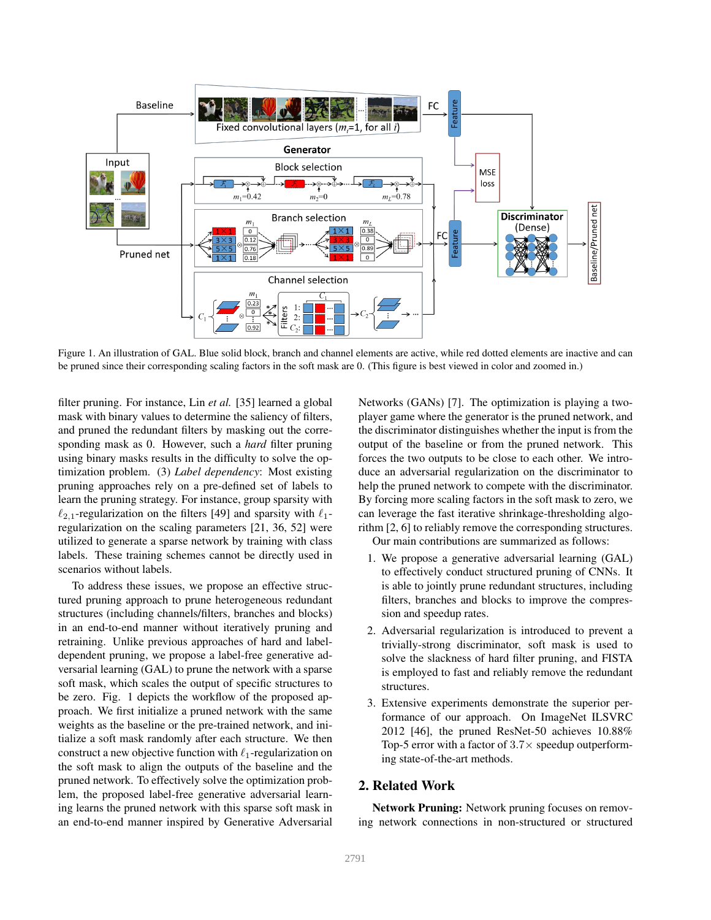Figure 1. An illustration of GAL. Blue solid block, branch and channel elements are active, while red dotted elements are inactive and can be pruned since their corresponding scaling factors in the soft mask are 0. (This figure is best viewed in color and zoomed in.)

filter pruning. For instance, Lin *et al.* [35] learned a global mask with binary values to determine the saliency of filters, and pruned the redundant filters by masking out the corresponding mask as 0. However, such a *hard* filter pruning using binary masks results in the difficulty to solve the optimization problem. (3) *Label dependency*: Most existing pruning approaches rely on a pre-defined set of labels to learn the pruning strategy. For instance, group sparsity with $\ell_{2,1}$-regularization on the filters [49] and sparsity with $\ell_1$-regularization on the scaling parameters [21, 36, 52] were utilized to generate a sparse network by training with class labels. These training schemes cannot be directly used in scenarios without labels.

To address these issues, we propose an effective structured pruning approach to prune heterogeneous redundant structures (including channels/filters, branches and blocks) in an end-to-end manner without iteratively pruning and retraining. Unlike previous approaches of hard and label-dependent pruning, we propose a label-free generative adversarial learning (GAL) to prune the network with a sparse soft mask, which scales the output of specific structures to be zero. Fig. 1 depicts the workflow of the proposed approach. We first initialize a pruned network with the same weights as the baseline or the pre-trained network, and initialize a soft mask randomly after each structure. We then construct a new objective function with $\ell_1$-regularization on the soft mask to align the outputs of the baseline and the pruned network. To effectively solve the optimization problem, the proposed label-free generative adversarial learning learns the pruned network with this sparse soft mask in an end-to-end manner inspired by Generative Adversarial Networks (GANs) [7]. The optimization is playing a two-player game where the generator is the pruned network, and the discriminator distinguishes whether the input is from the output of the baseline or from the pruned network. This forces the two outputs to be close to each other. We introduce an adversarial regularization on the discriminator to help the pruned network to compete with the discriminator. By forcing more scaling factors in the soft mask to zero, we can leverage the fast iterative shrinkage-thresholding algorithm [2, 6] to reliably remove the corresponding structures.

Our main contributions are summarized as follows:

1. We propose a generative adversarial learning (GAL) to effectively conduct structured pruning of CNNs. It is able to jointly prune redundant structures, including filters, branches and blocks to improve the compression and speedup rates.
2. Adversarial regularization is introduced to prevent a trivially-strong discriminator, soft mask is used to solve the slackness of hard filter pruning, and FISTA is employed to fast and reliably remove the redundant structures.
3. Extensive experiments demonstrate the superior performance of our approach. On ImageNet ILSVRC 2012 [46], the pruned ResNet-50 achieves 10.88% Top-5 error with a factor of 3.7× speedup outperforming state-of-the-art methods.

## 2. Related Work

**Network Pruning:** Network pruning focuses on removing network connections in non-structured or structured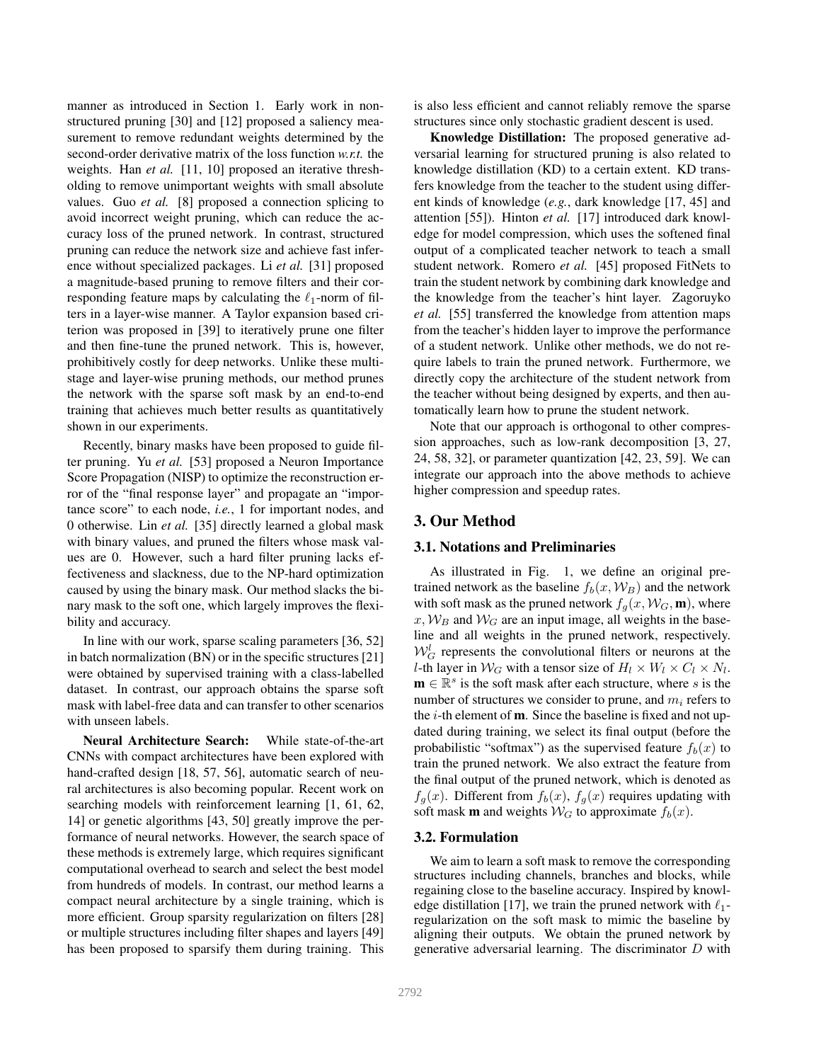manner as introduced in Section 1. Early work in non-structured pruning [30] and [12] proposed a saliency measurement to remove redundant weights determined by the second-order derivative matrix of the loss function *w.r.t.* the weights. Han *et al.* [11, 10] proposed an iterative thresholding to remove unimportant weights with small absolute values. Guo *et al.* [8] proposed a connection splicing to avoid incorrect weight pruning, which can reduce the accuracy loss of the pruned network. In contrast, structured pruning can reduce the network size and achieve fast inference without specialized packages. Li *et al.* [31] proposed a magnitude-based pruning to remove filters and their corresponding feature maps by calculating the $\ell_1$-norm of filters in a layer-wise manner. A Taylor expansion based criterion was proposed in [39] to iteratively prune one filter and then fine-tune the pruned network. This is, however, prohibitively costly for deep networks. Unlike these multi-stage and layer-wise pruning methods, our method prunes the network with the sparse soft mask by an end-to-end training that achieves much better results as quantitatively shown in our experiments.

Recently, binary masks have been proposed to guide filter pruning. Yu *et al.* [53] proposed a Neuron Importance Score Propagation (NISP) to optimize the reconstruction error of the "final response layer" and propagate an "importance score" to each node, *i.e.*, 1 for important nodes, and 0 otherwise. Lin *et al.* [35] directly learned a global mask with binary values, and pruned the filters whose mask values are 0. However, such a hard filter pruning lacks effectiveness and slackness, due to the NP-hard optimization caused by using the binary mask. Our method slacks the binary mask to the soft one, which largely improves the flexibility and accuracy.

In line with our work, sparse scaling parameters [36, 52] in batch normalization (BN) or in the specific structures [21] were obtained by supervised training with a class-labelled dataset. In contrast, our approach obtains the sparse soft mask with label-free data and can transfer to other scenarios with unseen labels.

**Neural Architecture Search:** While state-of-the-art CNNs with compact architectures have been explored with hand-crafted design [18, 57, 56], automatic search of neural architectures is also becoming popular. Recent work on searching models with reinforcement learning [1, 61, 62, 14] or genetic algorithms [43, 50] greatly improve the performance of neural networks. However, the search space of these methods is extremely large, which requires significant computational overhead to search and select the best model from hundreds of models. In contrast, our method learns a compact neural architecture by a single training, which is more efficient. Group sparsity regularization on filters [28] or multiple structures including filter shapes and layers [49] has been proposed to sparsify them during training. This is also less efficient and cannot reliably remove the sparse structures since only stochastic gradient descent is used.

**Knowledge Distillation:** The proposed generative adversarial learning for structured pruning is also related to knowledge distillation (KD) to a certain extent. KD transfers knowledge from the teacher to the student using different kinds of knowledge (*e.g.*, dark knowledge [17, 45] and attention [55]). Hinton *et al.* [17] introduced dark knowledge for model compression, which uses the softened final output of a complicated teacher network to teach a small student network. Romero *et al.* [45] proposed FitNets to train the student network by combining dark knowledge and the knowledge from the teacher's hint layer. Zagoruyko *et al.* [55] transferred the knowledge from attention maps from the teacher's hidden layer to improve the performance of a student network. Unlike other methods, we do not require labels to train the pruned network. Furthermore, we directly copy the architecture of the student network from the teacher without being designed by experts, and then automatically learn how to prune the student network.

Note that our approach is orthogonal to other compression approaches, such as low-rank decomposition [3, 27, 24, 58, 32], or parameter quantization [42, 23, 59]. We can integrate our approach into the above methods to achieve higher compression and speedup rates.

## 3. Our Method

### 3.1. Notations and Preliminaries

As illustrated in Fig. 1, we define an original pre-trained network as the baseline $f_b(x, \mathcal{W}_B)$ and the network with soft mask as the pruned network $f_g(x, \mathcal{W}_G, \mathbf{m})$, where $x, \mathcal{W}_B$ and $\mathcal{W}_G$ are an input image, all weights in the baseline and all weights in the pruned network, respectively. $\mathcal{W}_G^l$ represents the convolutional filters or neurons at the $l$-th layer in $\mathcal{W}_G$ with a tensor size of $H_l \times W_l \times C_l \times N_l$. $\mathbf{m} \in \mathbb{R}^s$ is the soft mask after each structure, where $s$ is the number of structures we consider to prune, and $m_i$ refers to the $i$-th element of $\mathbf{m}$. Since the baseline is fixed and not updated during training, we select its final output (before the probabilistic "softmax") as the supervised feature $f_b(x)$ to train the pruned network. We also extract the feature from the final output of the pruned network, which is denoted as $f_g(x)$. Different from $f_b(x)$, $f_g(x)$ requires updating with soft mask $\mathbf{m}$ and weights $\mathcal{W}_G$ to approximate $f_b(x)$.

### 3.2. Formulation

We aim to learn a soft mask to remove the corresponding structures including channels, branches and blocks, while regaining close to the baseline accuracy. Inspired by knowledge distillation [17], we train the pruned network with $\ell_1$-regularization on the soft mask to mimic the baseline by aligning their outputs. We obtain the pruned network by generative adversarial learning. The discriminator $D$ with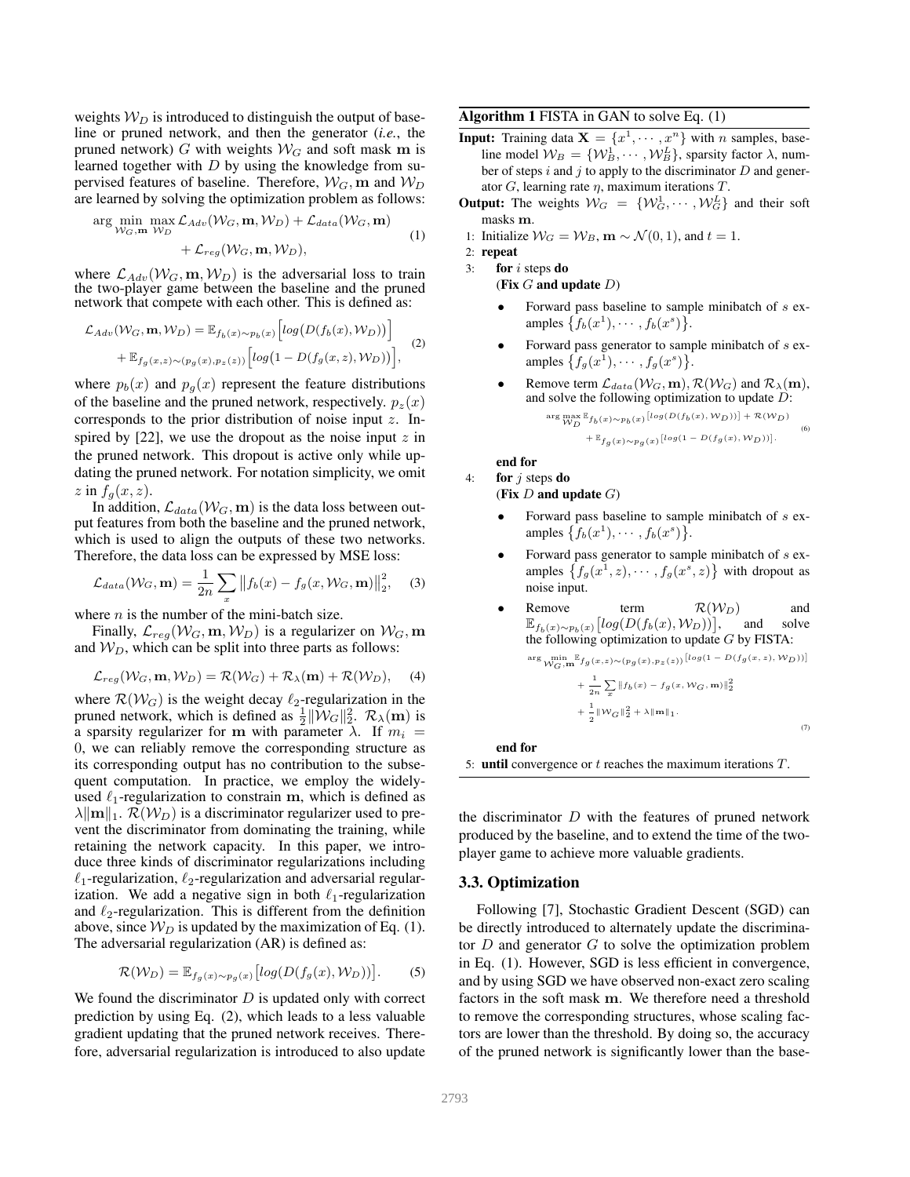weights $\mathcal{W}_D$ is introduced to distinguish the output of baseline or pruned network, and then the generator (*i.e.*, the pruned network) $G$ with weights $\mathcal{W}_G$ and soft mask $\mathbf{m}$ is learned together with $D$ by using the knowledge from supervised features of baseline. Therefore, $\mathcal{W}_G$, $\mathbf{m}$ and $\mathcal{W}_D$ are learned by solving the optimization problem as follows:

$$\arg\min_{\mathcal{W}_G,\mathbf{m}} \max_{\mathcal{W}_D} \mathcal{L}_{Adv}(\mathcal{W}_G,\mathbf{m},\mathcal{W}_D) + \mathcal{L}_{data}(\mathcal{W}_G,\mathbf{m}) + \mathcal{L}_{reg}(\mathcal{W}_G,\mathbf{m},\mathcal{W}_D), \tag{1}$$

where $\mathcal{L}_{Adv}(\mathcal{W}_G,\mathbf{m},\mathcal{W}_D)$ is the adversarial loss to train the two-player game between the baseline and the pruned network that compete with each other. This is defined as:

$$\mathcal{L}_{Adv}(\mathcal{W}_G,\mathbf{m},\mathcal{W}_D) = \mathbb{E}_{f_b(x)\sim p_b(x)}\Big[log(D(f_b(x),\mathcal{W}_D))\Big] + \mathbb{E}_{f_g(x,z)\sim(p_g(x),p_z(z))}\Big[log\big(1-D(f_g(x,z),\mathcal{W}_D)\big)\Big], \tag{2}$$

where $p_b(x)$ and $p_g(x)$ represent the feature distributions of the baseline and the pruned network, respectively. $p_z(x)$ corresponds to the prior distribution of noise input $z$. Inspired by [22], we use the dropout as the noise input $z$ in the pruned network. This dropout is active only while updating the pruned network. For notation simplicity, we omit $z$ in $f_g(x,z)$.

In addition, $\mathcal{L}_{data}(\mathcal{W}_G,\mathbf{m})$ is the data loss between output features from both the baseline and the pruned network, which is used to align the outputs of these two networks. Therefore, the data loss can be expressed by MSE loss:

$$\mathcal{L}_{data}(\mathcal{W}_G,\mathbf{m}) = \frac{1}{2n}\sum_x \big\|f_b(x) - f_g(x,\mathcal{W}_G,\mathbf{m})\big\|_2^2, \tag{3}$$

where $n$ is the number of the mini-batch size.

Finally, $\mathcal{L}_{reg}(\mathcal{W}_G,\mathbf{m},\mathcal{W}_D)$ is a regularizer on $\mathcal{W}_G$, $\mathbf{m}$ and $\mathcal{W}_D$, which can be split into three parts as follows:

$$\mathcal{L}_{reg}(\mathcal{W}_G,\mathbf{m},\mathcal{W}_D) = \mathcal{R}(\mathcal{W}_G) + \mathcal{R}_\lambda(\mathbf{m}) + \mathcal{R}(\mathcal{W}_D), \tag{4}$$

where $\mathcal{R}(\mathcal{W}_G)$ is the weight decay $\ell_2$-regularization in the pruned network, which is defined as $\frac{1}{2}\|\mathcal{W}_G\|_2^2$. $\mathcal{R}_\lambda(\mathbf{m})$ is a sparsity regularizer for $\mathbf{m}$ with parameter $\lambda$. If $m_i = 0$, we can reliably remove the corresponding structure as its corresponding output has no contribution to the subsequent computation. In practice, we employ the widely-used $\ell_1$-regularization to constrain $\mathbf{m}$, which is defined as $\lambda\|\mathbf{m}\|_1$. $\mathcal{R}(\mathcal{W}_D)$ is a discriminator regularizer used to prevent the discriminator from dominating the training, while retaining the network capacity. In this paper, we introduce three kinds of discriminator regularizations including $\ell_1$-regularization, $\ell_2$-regularization and adversarial regularization. We add a negative sign in both $\ell_1$-regularization and $\ell_2$-regularization. This is different from the definition above, since $\mathcal{W}_D$ is updated by the maximization of Eq. (1). The adversarial regularization (AR) is defined as:

$$\mathcal{R}(\mathcal{W}_D) = \mathbb{E}_{f_g(x)\sim p_g(x)}\big[log(D(f_g(x),\mathcal{W}_D))\big]. \tag{5}$$

We found the discriminator $D$ is updated only with correct prediction by using Eq. (2), which leads to a less valuable gradient updating that the pruned network receives. Therefore, adversarial regularization is introduced to also update the discriminator $D$ with the features of pruned network produced by the baseline, and to extend the time of the two-player game to achieve more valuable gradients.

---

**Algorithm 1** FISTA in GAN to solve Eq. (1)

**Input:** Training data $\mathbf{X} = \{x^1,\cdots,x^n\}$ with $n$ samples, baseline model $\mathcal{W}_B = \{\mathcal{W}_B^1,\cdots,\mathcal{W}_B^L\}$, sparsity factor $\lambda$, number of steps $i$ and $j$ to apply to the discriminator $D$ and generator $G$, learning rate $\eta$, maximum iterations $T$.

**Output:** The weights $\mathcal{W}_G = \{\mathcal{W}_G^1,\cdots,\mathcal{W}_G^L\}$ and their soft masks $\mathbf{m}$.

1: Initialize $\mathcal{W}_G = \mathcal{W}_B$, $\mathbf{m}\sim\mathcal{N}(0,1)$, and $t=1$.

2: **repeat**

3: **for** $i$ steps **do**

(**Fix** $G$ **and update** $D$)

- Forward pass baseline to sample minibatch of $s$ examples $\{f_b(x^1),\cdots,f_b(x^s)\}$.
- Forward pass generator to sample minibatch of $s$ examples $\{f_g(x^1),\cdots,f_g(x^s)\}$.
- Remove term $\mathcal{L}_{data}(\mathcal{W}_G,\mathbf{m})$, $\mathcal{R}(\mathcal{W}_G)$ and $\mathcal{R}_\lambda(\mathbf{m})$, and solve the following optimization to update $D$:

$$\arg\max_{\mathcal{W}_D} \mathbb{E}_{f_b(x)\sim p_b(x)}[log(D(f_b(x),\mathcal{W}_D))] + \mathcal{R}(\mathcal{W}_D) + \mathbb{E}_{f_g(x)\sim p_g(x)}[log(1-D(f_g(x),\mathcal{W}_D))]. \tag{6}$$

**end for**

4: **for** $j$ steps **do**

(**Fix** $D$ **and update** $G$)

- Forward pass baseline to sample minibatch of $s$ examples $\{f_b(x^1),\cdots,f_b(x^s)\}$.
- Forward pass generator to sample minibatch of $s$ examples $\{f_g(x^1,z),\cdots,f_g(x^s,z)\}$ with dropout as noise input.
- Remove term $\mathcal{R}(\mathcal{W}_D)$ and $\mathbb{E}_{f_b(x)\sim p_b(x)}\big[log(D(f_b(x),\mathcal{W}_D))\big]$, and solve the following optimization to update $G$ by FISTA:

$$\arg\min_{\mathcal{W}_G,\mathbf{m}} \mathbb{E}_{f_g(x,z)\sim(p_g(x),p_z(z))}[log(1-D(f_g(x,z),\mathcal{W}_D))] + \frac{1}{2n}\sum_x\|f_b(x)-f_g(x,\mathcal{W}_G,\mathbf{m})\|_2^2 + \frac{1}{2}\|\mathcal{W}_G\|_2^2 + \lambda\|\mathbf{m}\|_1. \tag{7}$$

**end for**

5: **until** convergence or $t$ reaches the maximum iterations $T$.

---

### 3.3. Optimization

Following [7], Stochastic Gradient Descent (SGD) can be directly introduced to alternately update the discriminator $D$ and generator $G$ to solve the optimization problem in Eq. (1). However, SGD is less efficient in convergence, and by using SGD we have observed non-exact zero scaling factors in the soft mask $\mathbf{m}$. We therefore need a threshold to remove the corresponding structures, whose scaling factors are lower than the threshold. By doing so, the accuracy of the pruned network is significantly lower than the base-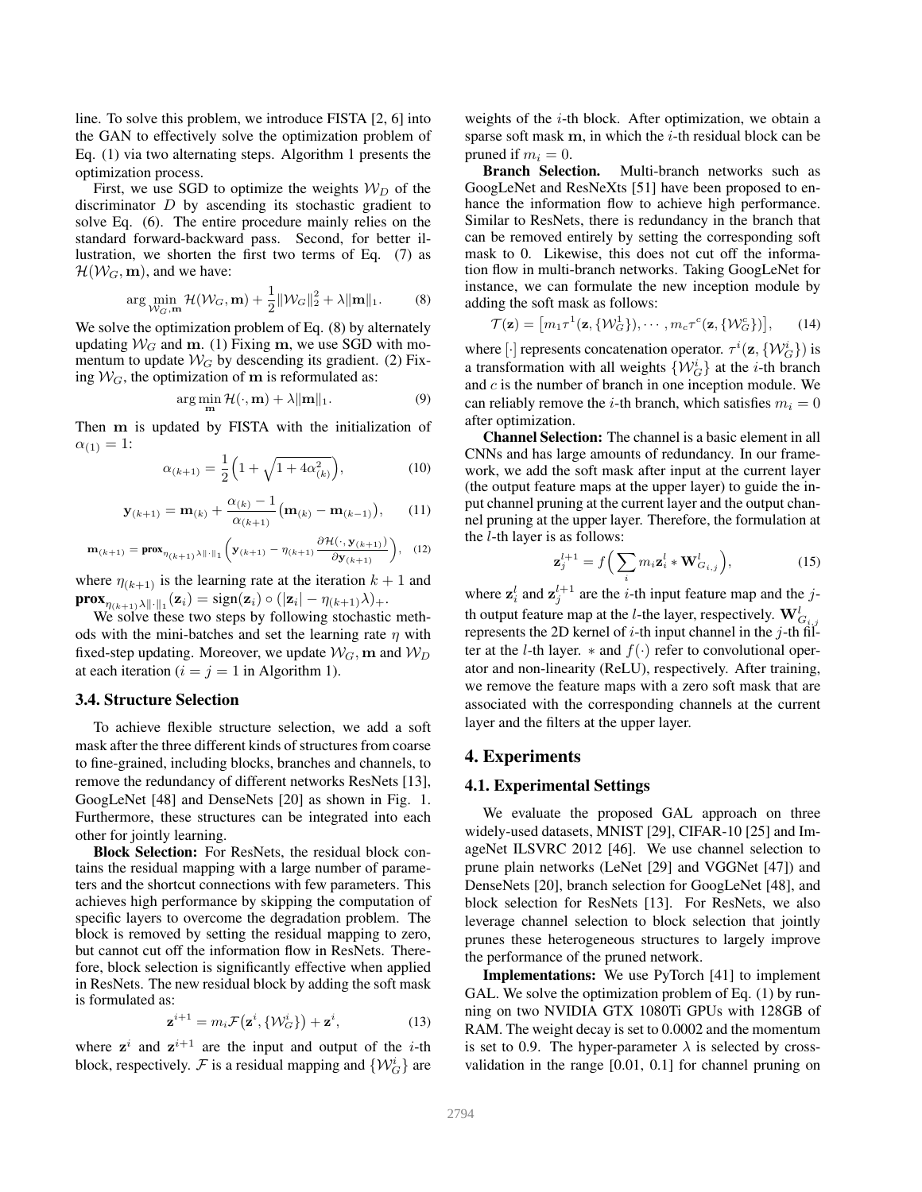line. To solve this problem, we introduce FISTA [2, 6] into the GAN to effectively solve the optimization problem of Eq. (1) via two alternating steps. Algorithm 1 presents the optimization process.

First, we use SGD to optimize the weights $\mathcal{W}_D$ of the discriminator $D$ by ascending its stochastic gradient to solve Eq. (6). The entire procedure mainly relies on the standard forward-backward pass. Second, for better illustration, we shorten the first two terms of Eq. (7) as $\mathcal{H}(\mathcal{W}_G, \mathbf{m})$, and we have:

$$\arg\min_{\mathcal{W}_G, \mathbf{m}} \mathcal{H}(\mathcal{W}_G, \mathbf{m}) + \frac{1}{2}\|\mathcal{W}_G\|_2^2 + \lambda\|\mathbf{m}\|_1. \tag{8}$$

We solve the optimization problem of Eq. (8) by alternately updating $\mathcal{W}_G$ and $\mathbf{m}$. (1) Fixing $\mathbf{m}$, we use SGD with momentum to update $\mathcal{W}_G$ by descending its gradient. (2) Fixing $\mathcal{W}_G$, the optimization of $\mathbf{m}$ is reformulated as:

$$\arg\min_{\mathbf{m}} \mathcal{H}(\cdot, \mathbf{m}) + \lambda\|\mathbf{m}\|_1. \tag{9}$$

Then $\mathbf{m}$ is updated by FISTA with the initialization of $\alpha_{(1)} = 1$:

$$\alpha_{(k+1)} = \frac{1}{2}\Big(1 + \sqrt{1 + 4\alpha_{(k)}^2}\Big), \tag{10}$$

$$\mathbf{y}_{(k+1)} = \mathbf{m}_{(k)} + \frac{\alpha_{(k)} - 1}{\alpha_{(k+1)}}\big(\mathbf{m}_{(k)} - \mathbf{m}_{(k-1)}\big), \tag{11}$$

$$\mathbf{m}_{(k+1)} = \mathbf{prox}_{\eta_{(k+1)}\lambda\|\cdot\|_1}\Big(\mathbf{y}_{(k+1)} - \eta_{(k+1)}\frac{\partial \mathcal{H}(\cdot, \mathbf{y}_{(k+1)})}{\partial \mathbf{y}_{(k+1)}}\Big), \tag{12}$$

where $\eta_{(k+1)}$ is the learning rate at the iteration $k+1$ and $\mathbf{prox}_{\eta_{(k+1)}\lambda\|\cdot\|_1}(\mathbf{z}_i) = \mathrm{sign}(\mathbf{z}_i) \circ (|\mathbf{z}_i| - \eta_{(k+1)}\lambda)_+$.

We solve these two steps by following stochastic methods with the mini-batches and set the learning rate $\eta$ with fixed-step updating. Moreover, we update $\mathcal{W}_G$, $\mathbf{m}$ and $\mathcal{W}_D$ at each iteration ($i = j = 1$ in Algorithm 1).

### 3.4. Structure Selection

To achieve flexible structure selection, we add a soft mask after the three different kinds of structures from coarse to fine-grained, including blocks, branches and channels, to remove the redundancy of different networks ResNets [13], GoogLeNet [48] and DenseNets [20] as shown in Fig. 1. Furthermore, these structures can be integrated into each other for jointly learning.

**Block Selection:** For ResNets, the residual block contains the residual mapping with a large number of parameters and the shortcut connections with few parameters. This achieves high performance by skipping the computation of specific layers to overcome the degradation problem. The block is removed by setting the residual mapping to zero, but cannot cut off the information flow in ResNets. Therefore, block selection is significantly effective when applied in ResNets. The new residual block by adding the soft mask is formulated as:

$$\mathbf{z}^{i+1} = m_i\mathcal{F}\big(\mathbf{z}^i, \{\mathcal{W}_G^i\}\big) + \mathbf{z}^i, \tag{13}$$

where $\mathbf{z}^i$ and $\mathbf{z}^{i+1}$ are the input and output of the $i$-th block, respectively. $\mathcal{F}$ is a residual mapping and $\{\mathcal{W}_G^i\}$ are weights of the $i$-th block. After optimization, we obtain a sparse soft mask $\mathbf{m}$, in which the $i$-th residual block can be pruned if $m_i = 0$.

**Branch Selection.** Multi-branch networks such as GoogLeNet and ResNeXts [51] have been proposed to enhance the information flow to achieve high performance. Similar to ResNets, there is redundancy in the branch that can be removed entirely by setting the corresponding soft mask to 0. Likewise, this does not cut off the information flow in multi-branch networks. Taking GoogLeNet for instance, we can formulate the new inception module by adding the soft mask as follows:

$$\mathcal{T}(\mathbf{z}) = \big[m_1\tau^1(\mathbf{z}, \{\mathcal{W}_G^1\}), \cdots, m_c\tau^c(\mathbf{z}, \{\mathcal{W}_G^c\})\big], \tag{14}$$

where $[\cdot]$ represents concatenation operator. $\tau^i(\mathbf{z}, \{\mathcal{W}_G^i\})$ is a transformation with all weights $\{\mathcal{W}_G^i\}$ at the $i$-th branch and $c$ is the number of branch in one inception module. We can reliably remove the $i$-th branch, which satisfies $m_i = 0$ after optimization.

**Channel Selection:** The channel is a basic element in all CNNs and has large amounts of redundancy. In our framework, we add the soft mask after input at the current layer (the output feature maps at the upper layer) to guide the input channel pruning at the current layer and the output channel pruning at the upper layer. Therefore, the formulation at the $l$-th layer is as follows:

$$\mathbf{z}_j^{l+1} = f\Big(\sum_i m_i\mathbf{z}_i^l * \mathbf{W}_{G_{i,j}}^l\Big), \tag{15}$$

where $\mathbf{z}_i^l$ and $\mathbf{z}_j^{l+1}$ are the $i$-th input feature map and the $j$-th output feature map at the $l$-the layer, respectively. $\mathbf{W}_{G_{i,j}}^l$ represents the 2D kernel of $i$-th input channel in the $j$-th filter at the $l$-th layer. $*$ and $f(\cdot)$ refer to convolutional operator and non-linearity (ReLU), respectively. After training, we remove the feature maps with a zero soft mask that are associated with the corresponding channels at the current layer and the filters at the upper layer.

## 4. Experiments

### 4.1. Experimental Settings

We evaluate the proposed GAL approach on three widely-used datasets, MNIST [29], CIFAR-10 [25] and ImageNet ILSVRC 2012 [46]. We use channel selection to prune plain networks (LeNet [29] and VGGNet [47]) and DenseNets [20], branch selection for GoogLeNet [48], and block selection for ResNets [13]. For ResNets, we also leverage channel selection to block selection that jointly prunes these heterogeneous structures to largely improve the performance of the pruned network.

**Implementations:** We use PyTorch [41] to implement GAL. We solve the optimization problem of Eq. (1) by running on two NVIDIA GTX 1080Ti GPUs with 128GB of RAM. The weight decay is set to 0.0002 and the momentum is set to 0.9. The hyper-parameter $\lambda$ is selected by cross-validation in the range [0.01, 0.1] for channel pruning on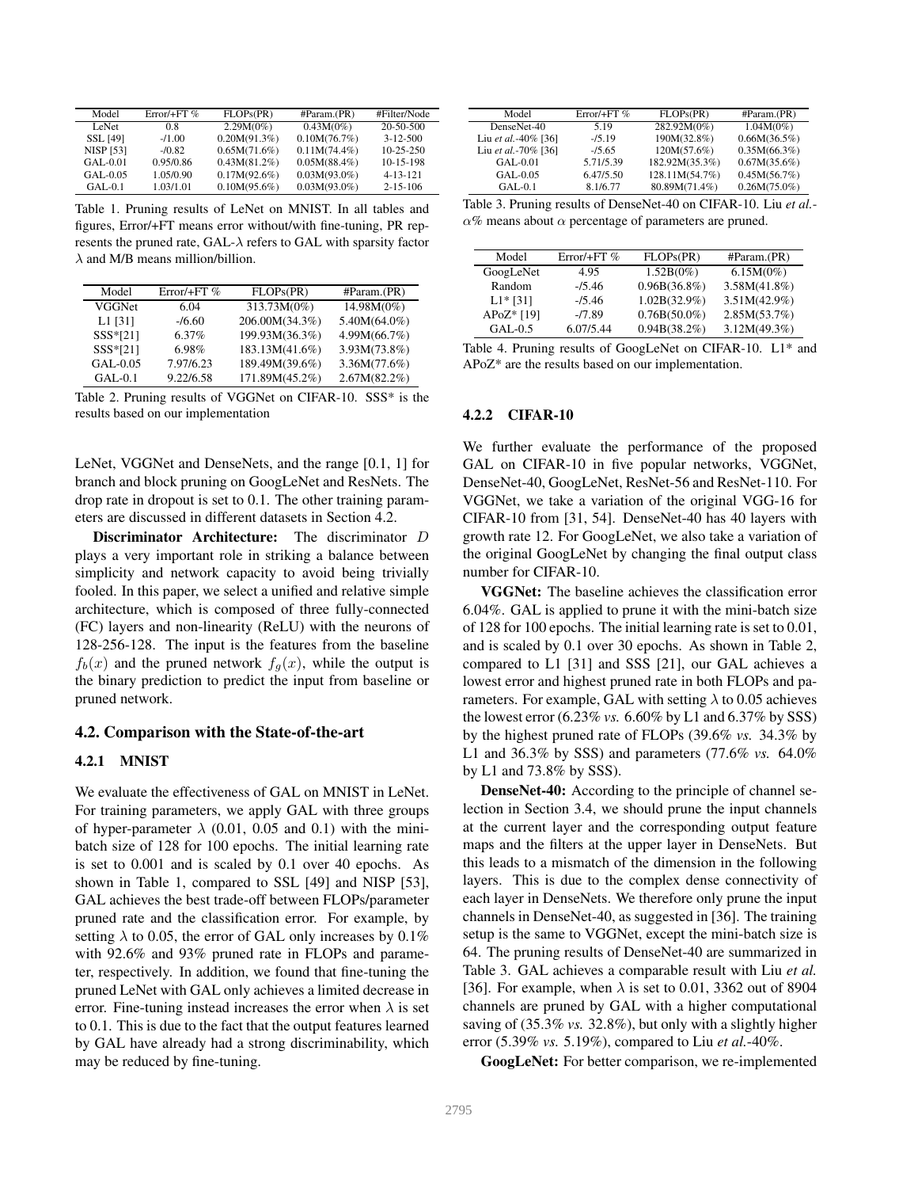| Model | Error/+FT % | FLOPs(PR) | #Param.(PR) | #Filter/Node |
|---|---|---|---|---|
| LeNet | 0.8 | 2.29M(0%) | 0.43M(0%) | 20-50-500 |
| SSL [49] | -/1.00 | 0.20M(91.3%) | 0.10M(76.7%) | 3-12-500 |
| NISP [53] | -/0.82 | 0.65M(71.6%) | 0.11M(74.4%) | 10-25-250 |
| GAL-0.01 | 0.95/0.86 | 0.43M(81.2%) | 0.05M(88.4%) | 10-15-198 |
| GAL-0.05 | 1.05/0.90 | 0.17M(92.6%) | 0.03M(93.0%) | 4-13-121 |
| GAL-0.1 | 1.03/1.01 | 0.10M(95.6%) | 0.03M(93.0%) | 2-15-106 |

Table 1. Pruning results of LeNet on MNIST. In all tables and figures, Error/+FT means error without/with fine-tuning, PR represents the pruned rate, GAL-$\lambda$ refers to GAL with sparsity factor $\lambda$ and M/B means million/billion.

| Model | Error/+FT % | FLOPs(PR) | #Param.(PR) |
|---|---|---|---|
| VGGNet | 6.04 | 313.73M(0%) | 14.98M(0%) |
| L1 [31] | -/6.60 | 206.00M(34.3%) | 5.40M(64.0%) |
| SSS*[21] | 6.37% | 199.93M(36.3%) | 4.99M(66.7%) |
| SSS*[21] | 6.98% | 183.13M(41.6%) | 3.93M(73.8%) |
| GAL-0.05 | 7.97/6.23 | 189.49M(39.6%) | 3.36M(77.6%) |
| GAL-0.1 | 9.22/6.58 | 171.89M(45.2%) | 2.67M(82.2%) |

Table 2. Pruning results of VGGNet on CIFAR-10. SSS* is the results based on our implementation

LeNet, VGGNet and DenseNets, and the range [0.1, 1] for branch and block pruning on GoogLeNet and ResNets. The drop rate in dropout is set to 0.1. The other training parameters are discussed in different datasets in Section 4.2.

**Discriminator Architecture:** The discriminator $D$ plays a very important role in striking a balance between simplicity and network capacity to avoid being trivially fooled. In this paper, we select a unified and relative simple architecture, which is composed of three fully-connected (FC) layers and non-linearity (ReLU) with the neurons of 128-256-128. The input is the features from the baseline $f_b(x)$ and the pruned network $f_g(x)$, while the output is the binary prediction to predict the input from baseline or pruned network.

## 4.2. Comparison with the State-of-the-art

### 4.2.1 MNIST

We evaluate the effectiveness of GAL on MNIST in LeNet. For training parameters, we apply GAL with three groups of hyper-parameter $\lambda$ (0.01, 0.05 and 0.1) with the mini-batch size of 128 for 100 epochs. The initial learning rate is set to 0.001 and is scaled by 0.1 over 40 epochs. As shown in Table 1, compared to SSL [49] and NISP [53], GAL achieves the best trade-off between FLOPs/parameter pruned rate and the classification error. For example, by setting $\lambda$ to 0.05, the error of GAL only increases by 0.1% with 92.6% and 93% pruned rate in FLOPs and parameter, respectively. In addition, we found that fine-tuning the pruned LeNet with GAL only achieves a limited decrease in error. Fine-tuning instead increases the error when $\lambda$ is set to 0.1. This is due to the fact that the output features learned by GAL have already had a strong discriminability, which may be reduced by fine-tuning.

| Model | Error/+FT % | FLOPs(PR) | #Param.(PR) |
|---|---|---|---|
| DenseNet-40 | 5.19 | 282.92M(0%) | 1.04M(0%) |
| Liu *et al.*-40% [36] | -/5.19 | 190M(32.8%) | 0.66M(36.5%) |
| Liu *et al.*-70% [36] | -/5.65 | 120M(57.6%) | 0.35M(66.3%) |
| GAL-0.01 | 5.71/5.39 | 182.92M(35.3%) | 0.67M(35.6%) |
| GAL-0.05 | 6.47/5.50 | 128.11M(54.7%) | 0.45M(56.7%) |
| GAL-0.1 | 8.1/6.77 | 80.89M(71.4%) | 0.26M(75.0%) |

Table 3. Pruning results of DenseNet-40 on CIFAR-10. Liu *et al.*-$\alpha$% means about $\alpha$ percentage of parameters are pruned.

| Model | Error/+FT % | FLOPs(PR) | #Param.(PR) |
|---|---|---|---|
| GoogLeNet | 4.95 | 1.52B(0%) | 6.15M(0%) |
| Random | -/5.46 | 0.96B(36.8%) | 3.58M(41.8%) |
| L1* [31] | -/5.46 | 1.02B(32.9%) | 3.51M(42.9%) |
| APoZ* [19] | -/7.89 | 0.76B(50.0%) | 2.85M(53.7%) |
| GAL-0.5 | 6.07/5.44 | 0.94B(38.2%) | 3.12M(49.3%) |

Table 4. Pruning results of GoogLeNet on CIFAR-10. L1* and APoZ* are the results based on our implementation.

### 4.2.2 CIFAR-10

We further evaluate the performance of the proposed GAL on CIFAR-10 in five popular networks, VGGNet, DenseNet-40, GoogLeNet, ResNet-56 and ResNet-110. For VGGNet, we take a variation of the original VGG-16 for CIFAR-10 from [31, 54]. DenseNet-40 has 40 layers with growth rate 12. For GoogLeNet, we also take a variation of the original GoogLeNet by changing the final output class number for CIFAR-10.

**VGGNet:** The baseline achieves the classification error 6.04%. GAL is applied to prune it with the mini-batch size of 128 for 100 epochs. The initial learning rate is set to 0.01, and is scaled by 0.1 over 30 epochs. As shown in Table 2, compared to L1 [31] and SSS [21], our GAL achieves a lowest error and highest pruned rate in both FLOPs and parameters. For example, GAL with setting $\lambda$ to 0.05 achieves the lowest error (6.23% *vs.* 6.60% by L1 and 6.37% by SSS) by the highest pruned rate of FLOPs (39.6% *vs.* 34.3% by L1 and 36.3% by SSS) and parameters (77.6% *vs.* 64.0% by L1 and 73.8% by SSS).

**DenseNet-40:** According to the principle of channel selection in Section 3.4, we should prune the input channels at the current layer and the corresponding output feature maps and the filters at the upper layer in DenseNets. But this leads to a mismatch of the dimension in the following layers. This is due to the complex dense connectivity of each layer in DenseNets. We therefore only prune the input channels in DenseNet-40, as suggested in [36]. The training setup is the same to VGGNet, except the mini-batch size is 64. The pruning results of DenseNet-40 are summarized in Table 3. GAL achieves a comparable result with Liu *et al.* [36]. For example, when $\lambda$ is set to 0.01, 3362 out of 8904 channels are pruned by GAL with a higher computational saving of (35.3% *vs.* 32.8%), but only with a slightly higher error (5.39% *vs.* 5.19%), compared to Liu *et al.*-40%.

**GoogLeNet:** For better comparison, we re-implemented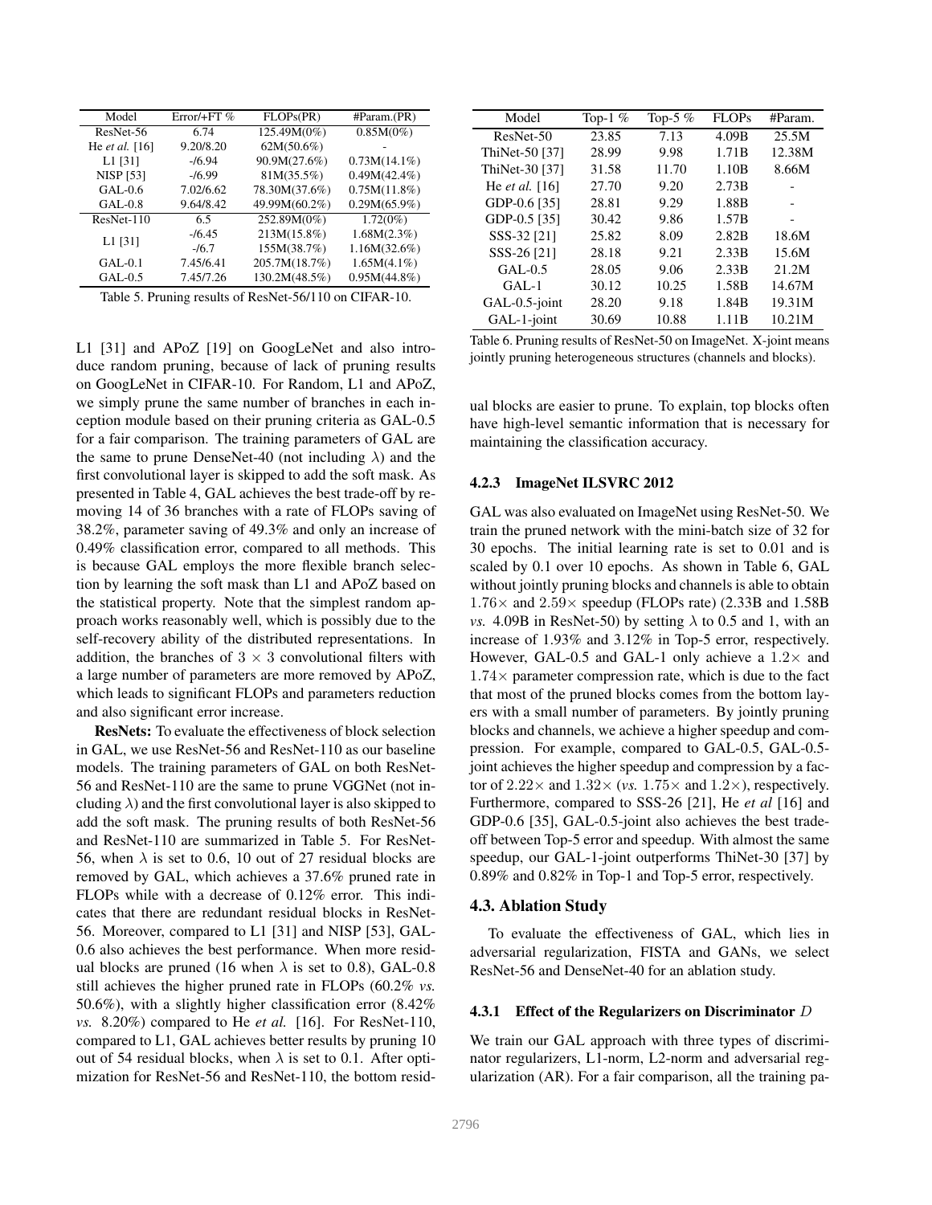| Model | Error/+FT % | FLOPs(PR) | #Param.(PR) |
|---|---|---|---|
| ResNet-56 | 6.74 | 125.49M(0%) | 0.85M(0%) |
| He *et al.* [16] | 9.20/8.20 | 62M(50.6%) | - |
| L1 [31] | -/6.94 | 90.9M(27.6%) | 0.73M(14.1%) |
| NISP [53] | -/6.99 | 81M(35.5%) | 0.49M(42.4%) |
| GAL-0.6 | 7.02/6.62 | 78.30M(37.6%) | 0.75M(11.8%) |
| GAL-0.8 | 9.64/8.42 | 49.99M(60.2%) | 0.29M(65.9%) |
| ResNet-110 | 6.5 | 252.89M(0%) | 1.72(0%) |
| L1 [31] | -/6.45 | 213M(15.8%) | 1.68M(2.3%) |
| | -/6.7 | 155M(38.7%) | 1.16M(32.6%) |
| GAL-0.1 | 7.45/6.41 | 205.7M(18.7%) | 1.65M(4.1%) |
| GAL-0.5 | 7.45/7.26 | 130.2M(48.5%) | 0.95M(44.8%) |

Table 5. Pruning results of ResNet-56/110 on CIFAR-10.

L1 [31] and APoZ [19] on GoogLeNet and also introduce random pruning, because of lack of pruning results on GoogLeNet in CIFAR-10. For Random, L1 and APoZ, we simply prune the same number of branches in each inception module based on their pruning criteria as GAL-0.5 for a fair comparison. The training parameters of GAL are the same to prune DenseNet-40 (not including $\lambda$) and the first convolutional layer is skipped to add the soft mask. As presented in Table 4, GAL achieves the best trade-off by removing 14 of 36 branches with a rate of FLOPs saving of 38.2%, parameter saving of 49.3% and only an increase of 0.49% classification error, compared to all methods. This is because GAL employs the more flexible branch selection by learning the soft mask than L1 and APoZ based on the statistical property. Note that the simplest random approach works reasonably well, which is possibly due to the self-recovery ability of the distributed representations. In addition, the branches of $3 \times 3$ convolutional filters with a large number of parameters are more removed by APoZ, which leads to significant FLOPs and parameters reduction and also significant error increase.

**ResNets:** To evaluate the effectiveness of block selection in GAL, we use ResNet-56 and ResNet-110 as our baseline models. The training parameters of GAL on both ResNet-56 and ResNet-110 are the same to prune VGGNet (not including $\lambda$) and the first convolutional layer is also skipped to add the soft mask. The pruning results of both ResNet-56 and ResNet-110 are summarized in Table 5. For ResNet-56, when $\lambda$ is set to 0.6, 10 out of 27 residual blocks are removed by GAL, which achieves a 37.6% pruned rate in FLOPs while with a decrease of 0.12% error. This indicates that there are redundant residual blocks in ResNet-56. Moreover, compared to L1 [31] and NISP [53], GAL-0.6 also achieves the best performance. When more residual blocks are pruned (16 when $\lambda$ is set to 0.8), GAL-0.8 still achieves the higher pruned rate in FLOPs (60.2% *vs.* 50.6%), with a slightly higher classification error (8.42% *vs.* 8.20%) compared to He *et al.* [16]. For ResNet-110, compared to L1, GAL achieves better results by pruning 10 out of 54 residual blocks, when $\lambda$ is set to 0.1. After optimization for ResNet-56 and ResNet-110, the bottom residual blocks are easier to prune. To explain, top blocks often have high-level semantic information that is necessary for maintaining the classification accuracy.

| Model | Top-1 % | Top-5 % | FLOPs | #Param. |
|---|---|---|---|---|
| ResNet-50 | 23.85 | 7.13 | 4.09B | 25.5M |
| ThiNet-50 [37] | 28.99 | 9.98 | 1.71B | 12.38M |
| ThiNet-30 [37] | 31.58 | 11.70 | 1.10B | 8.66M |
| He *et al.* [16] | 27.70 | 9.20 | 2.73B | - |
| GDP-0.6 [35] | 28.81 | 9.29 | 1.88B | - |
| GDP-0.5 [35] | 30.42 | 9.86 | 1.57B | - |
| SSS-32 [21] | 25.82 | 8.09 | 2.82B | 18.6M |
| SSS-26 [21] | 28.18 | 9.21 | 2.33B | 15.6M |
| GAL-0.5 | 28.05 | 9.06 | 2.33B | 21.2M |
| GAL-1 | 30.12 | 10.25 | 1.58B | 14.67M |
| GAL-0.5-joint | 28.20 | 9.18 | 1.84B | 19.31M |
| GAL-1-joint | 30.69 | 10.88 | 1.11B | 10.21M |

Table 6. Pruning results of ResNet-50 on ImageNet. X-joint means jointly pruning heterogeneous structures (channels and blocks).

#### 4.2.3 ImageNet ILSVRC 2012

GAL was also evaluated on ImageNet using ResNet-50. We train the pruned network with the mini-batch size of 32 for 30 epochs. The initial learning rate is set to 0.01 and is scaled by 0.1 over 10 epochs. As shown in Table 6, GAL without jointly pruning blocks and channels is able to obtain $1.76\times$ and $2.59\times$ speedup (FLOPs rate) (2.33B and 1.58B *vs.* 4.09B in ResNet-50) by setting $\lambda$ to 0.5 and 1, with an increase of 1.93% and 3.12% in Top-5 error, respectively. However, GAL-0.5 and GAL-1 only achieve a $1.2\times$ and $1.74\times$ parameter compression rate, which is due to the fact that most of the pruned blocks comes from the bottom layers with a small number of parameters. By jointly pruning blocks and channels, we achieve a higher speedup and compression. For example, compared to GAL-0.5, GAL-0.5-joint achieves the higher speedup and compression by a factor of $2.22\times$ and $1.32\times$ (*vs.* $1.75\times$ and $1.2\times$), respectively. Furthermore, compared to SSS-26 [21], He *et al* [16] and GDP-0.6 [35], GAL-0.5-joint also achieves the best tradeoff between Top-5 error and speedup. With almost the same speedup, our GAL-1-joint outperforms ThiNet-30 [37] by 0.89% and 0.82% in Top-1 and Top-5 error, respectively.

### 4.3. Ablation Study

To evaluate the effectiveness of GAL, which lies in adversarial regularization, FISTA and GANs, we select ResNet-56 and DenseNet-40 for an ablation study.

#### 4.3.1 Effect of the Regularizers on Discriminator $D$

We train our GAL approach with three types of discriminator regularizers, L1-norm, L2-norm and adversarial regularization (AR). For a fair comparison, all the training pa-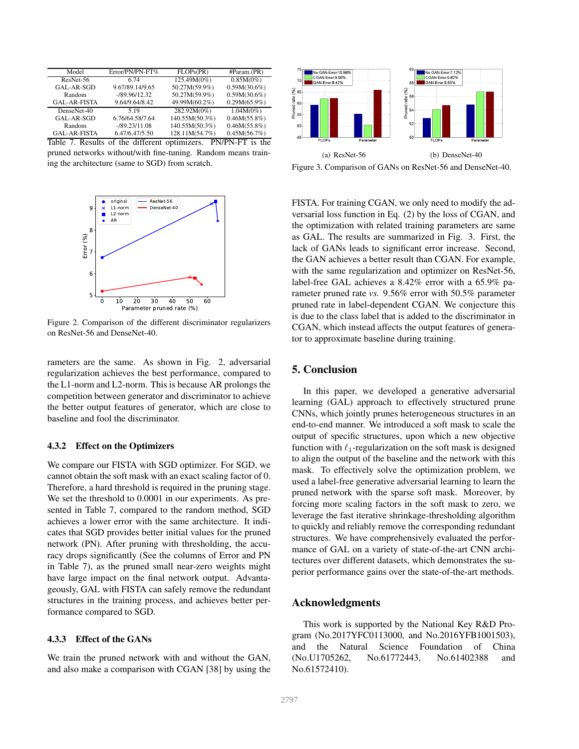| Model | Error/PN/PN-FT% | FLOPs(PR) | #Param.(PR) |
|---|---|---|---|
| ResNet-56 | 6.74 | 125.49M(0%) | 0.85M(0%) |
| GAL-AR-SGD | 9.67/89.14/9.65 | 50.27M(59.9%) | 0.59M(30.6%) |
| Random | -/89.96/12.32 | 50.27M(59.9%) | 0.59M(30.6%) |
| GAL-AR-FISTA | 9.64/9.64/8.42 | 49.99M(60.2%) | 0.29M(65.9%) |
| DenseNet-40 | 5.19 | 282.92M(0%) | 1.04M(0%) |
| GAL-AR-SGD | 6.76/64.58/7.64 | 140.55M(50.3%) | 0.46M(55.8%) |
| Random | -/89.23/11.08 | 140.55M(50.3%) | 0.46M(55.8%) |
| GAL-AR-FISTA | 6.47/6.47/5.50 | 128.11M(54.7%) | 0.45M(56.7%) |

Table 7. Results of the different optimizers. PN/PN-FT is the pruned networks without/with fine-tuning. Random means training the architecture (same to SGD) from scratch.

Figure 2. Comparison of the different discriminator regularizers on ResNet-56 and DenseNet-40.

rameters are the same. As shown in Fig. 2, adversarial regularization achieves the best performance, compared to the L1-norm and L2-norm. This is because AR prolongs the competition between generator and discriminator to achieve the better output features of generator, which are close to baseline and fool the discriminator.

#### 4.3.2 Effect on the Optimizers

We compare our FISTA with SGD optimizer. For SGD, we cannot obtain the soft mask with an exact scaling factor of 0. Therefore, a hard threshold is required in the pruning stage. We set the threshold to 0.0001 in our experiments. As presented in Table 7, compared to the random method, SGD achieves a lower error with the same architecture. It indicates that SGD provides better initial values for the pruned network (PN). After pruning with thresholding, the accuracy drops significantly (See the columns of Error and PN in Table 7), as the pruned small near-zero weights might have large impact on the final network output. Advantageously, GAL with FISTA can safely remove the redundant structures in the training process, and achieves better performance compared to SGD.

#### 4.3.3 Effect of the GANs

We train the pruned network with and without the GAN, and also make a comparison with CGAN [38] by using the FISTA. For training CGAN, we only need to modify the adversarial loss function in Eq. (2) by the loss of CGAN, and the optimization with related training parameters are same as GAL. The results are summarized in Fig. 3. First, the lack of GANs leads to significant error increase. Second, the GAN achieves a better result than CGAN. For example, with the same regularization and optimizer on ResNet-56, label-free GAL achieves a 8.42% error with a 65.9% parameter pruned rate *vs.* 9.56% error with 50.5% parameter pruned rate in label-dependent CGAN. We conjecture this is due to the class label that is added to the discriminator in CGAN, which instead affects the output features of generator to approximate baseline during training.

(a) ResNet-56 (b) DenseNet-40

Figure 3. Comparison of GANs on ResNet-56 and DenseNet-40.

## 5. Conclusion

In this paper, we developed a generative adversarial learning (GAL) approach to effectively structured prune CNNs, which jointly prunes heterogeneous structures in an end-to-end manner. We introduced a soft mask to scale the output of specific structures, upon which a new objective function with $\ell_1$-regularization on the soft mask is designed to align the output of the baseline and the network with this mask. To effectively solve the optimization problem, we used a label-free generative adversarial learning to learn the pruned network with the sparse soft mask. Moreover, by forcing more scaling factors in the soft mask to zero, we leverage the fast iterative shrinkage-thresholding algorithm to quickly and reliably remove the corresponding redundant structures. We have comprehensively evaluated the performance of GAL on a variety of state-of-the-art CNN architectures over different datasets, which demonstrates the superior performance gains over the state-of-the-art methods.

## Acknowledgments

This work is supported by the National Key R&D Program (No.2017YFC0113000, and No.2016YFB1001503), and the Natural Science Foundation of China (No.U1705262, No.61772443, No.61402388 and No.61572410).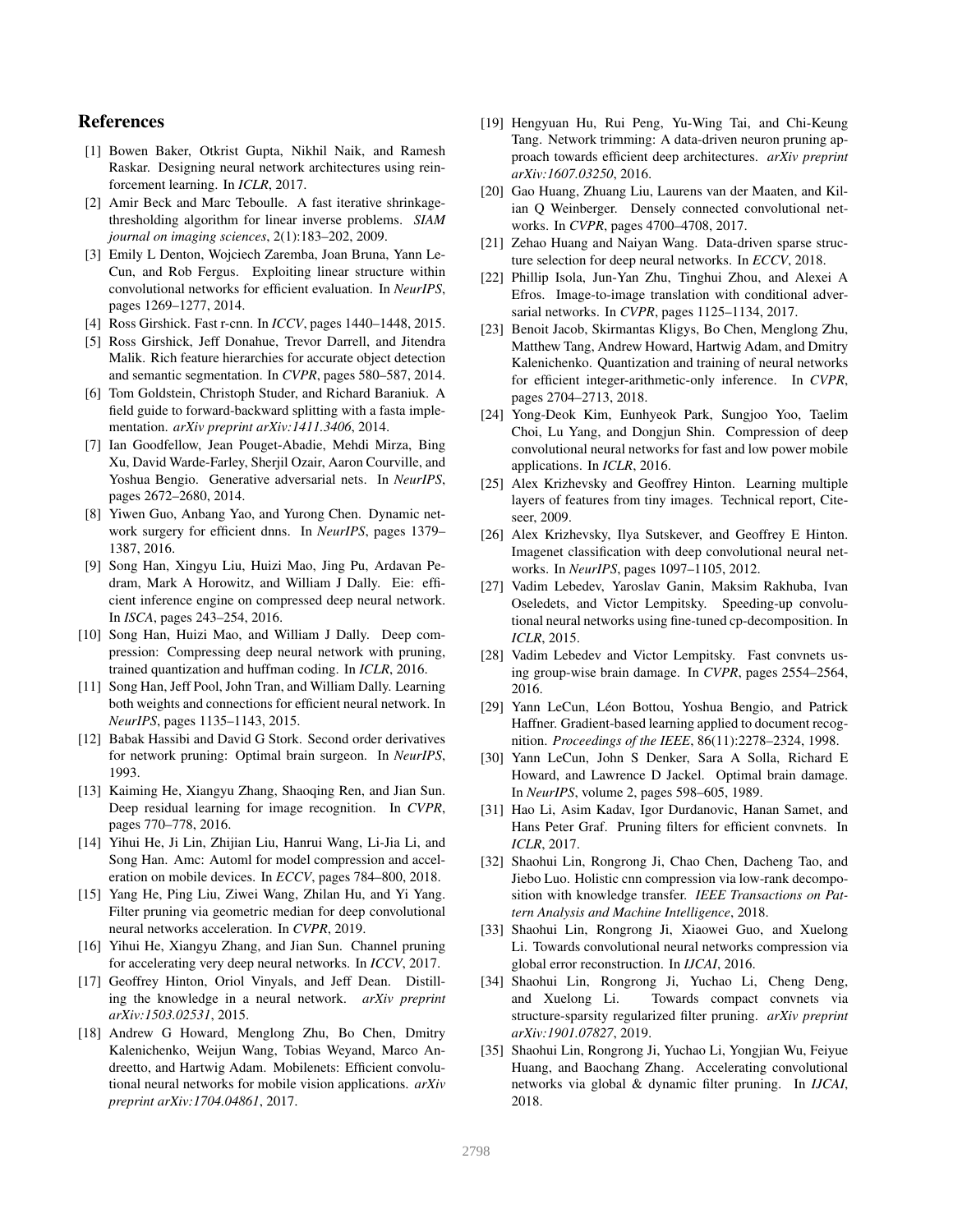## References

[1] Bowen Baker, Otkrist Gupta, Nikhil Naik, and Ramesh Raskar. Designing neural network architectures using reinforcement learning. In *ICLR*, 2017.

[2] Amir Beck and Marc Teboulle. A fast iterative shrinkage-thresholding algorithm for linear inverse problems. *SIAM journal on imaging sciences*, 2(1):183–202, 2009.

[3] Emily L Denton, Wojciech Zaremba, Joan Bruna, Yann LeCun, and Rob Fergus. Exploiting linear structure within convolutional networks for efficient evaluation. In *NeurIPS*, pages 1269–1277, 2014.

[4] Ross Girshick. Fast r-cnn. In *ICCV*, pages 1440–1448, 2015.

[5] Ross Girshick, Jeff Donahue, Trevor Darrell, and Jitendra Malik. Rich feature hierarchies for accurate object detection and semantic segmentation. In *CVPR*, pages 580–587, 2014.

[6] Tom Goldstein, Christoph Studer, and Richard Baraniuk. A field guide to forward-backward splitting with a fasta implementation. *arXiv preprint arXiv:1411.3406*, 2014.

[7] Ian Goodfellow, Jean Pouget-Abadie, Mehdi Mirza, Bing Xu, David Warde-Farley, Sherjil Ozair, Aaron Courville, and Yoshua Bengio. Generative adversarial nets. In *NeurIPS*, pages 2672–2680, 2014.

[8] Yiwen Guo, Anbang Yao, and Yurong Chen. Dynamic network surgery for efficient dnns. In *NeurIPS*, pages 1379–1387, 2016.

[9] Song Han, Xingyu Liu, Huizi Mao, Jing Pu, Ardavan Pedram, Mark A Horowitz, and William J Dally. Eie: efficient inference engine on compressed deep neural network. In *ISCA*, pages 243–254, 2016.

[10] Song Han, Huizi Mao, and William J Dally. Deep compression: Compressing deep neural network with pruning, trained quantization and huffman coding. In *ICLR*, 2016.

[11] Song Han, Jeff Pool, John Tran, and William Dally. Learning both weights and connections for efficient neural network. In *NeurIPS*, pages 1135–1143, 2015.

[12] Babak Hassibi and David G Stork. Second order derivatives for network pruning: Optimal brain surgeon. In *NeurIPS*, 1993.

[13] Kaiming He, Xiangyu Zhang, Shaoqing Ren, and Jian Sun. Deep residual learning for image recognition. In *CVPR*, pages 770–778, 2016.

[14] Yihui He, Ji Lin, Zhijian Liu, Hanrui Wang, Li-Jia Li, and Song Han. Amc: Automl for model compression and acceleration on mobile devices. In *ECCV*, pages 784–800, 2018.

[15] Yang He, Ping Liu, Ziwei Wang, Zhilan Hu, and Yi Yang. Filter pruning via geometric median for deep convolutional neural networks acceleration. In *CVPR*, 2019.

[16] Yihui He, Xiangyu Zhang, and Jian Sun. Channel pruning for accelerating very deep neural networks. In *ICCV*, 2017.

[17] Geoffrey Hinton, Oriol Vinyals, and Jeff Dean. Distilling the knowledge in a neural network. *arXiv preprint arXiv:1503.02531*, 2015.

[18] Andrew G Howard, Menglong Zhu, Bo Chen, Dmitry Kalenichenko, Weijun Wang, Tobias Weyand, Marco Andreetto, and Hartwig Adam. Mobilenets: Efficient convolutional neural networks for mobile vision applications. *arXiv preprint arXiv:1704.04861*, 2017.

[19] Hengyuan Hu, Rui Peng, Yu-Wing Tai, and Chi-Keung Tang. Network trimming: A data-driven neuron pruning approach towards efficient deep architectures. *arXiv preprint arXiv:1607.03250*, 2016.

[20] Gao Huang, Zhuang Liu, Laurens van der Maaten, and Kilian Q Weinberger. Densely connected convolutional networks. In *CVPR*, pages 4700–4708, 2017.

[21] Zehao Huang and Naiyan Wang. Data-driven sparse structure selection for deep neural networks. In *ECCV*, 2018.

[22] Phillip Isola, Jun-Yan Zhu, Tinghui Zhou, and Alexei A Efros. Image-to-image translation with conditional adversarial networks. In *CVPR*, pages 1125–1134, 2017.

[23] Benoit Jacob, Skirmantas Kligys, Bo Chen, Menglong Zhu, Matthew Tang, Andrew Howard, Hartwig Adam, and Dmitry Kalenichenko. Quantization and training of neural networks for efficient integer-arithmetic-only inference. In *CVPR*, pages 2704–2713, 2018.

[24] Yong-Deok Kim, Eunhyeok Park, Sungjoo Yoo, Taelim Choi, Lu Yang, and Dongjun Shin. Compression of deep convolutional neural networks for fast and low power mobile applications. In *ICLR*, 2016.

[25] Alex Krizhevsky and Geoffrey Hinton. Learning multiple layers of features from tiny images. Technical report, Citeseer, 2009.

[26] Alex Krizhevsky, Ilya Sutskever, and Geoffrey E Hinton. Imagenet classification with deep convolutional neural networks. In *NeurIPS*, pages 1097–1105, 2012.

[27] Vadim Lebedev, Yaroslav Ganin, Maksim Rakhuba, Ivan Oseledets, and Victor Lempitsky. Speeding-up convolutional neural networks using fine-tuned cp-decomposition. In *ICLR*, 2015.

[28] Vadim Lebedev and Victor Lempitsky. Fast convnets using group-wise brain damage. In *CVPR*, pages 2554–2564, 2016.

[29] Yann LeCun, Léon Bottou, Yoshua Bengio, and Patrick Haffner. Gradient-based learning applied to document recognition. *Proceedings of the IEEE*, 86(11):2278–2324, 1998.

[30] Yann LeCun, John S Denker, Sara A Solla, Richard E Howard, and Lawrence D Jackel. Optimal brain damage. In *NeurIPS*, volume 2, pages 598–605, 1989.

[31] Hao Li, Asim Kadav, Igor Durdanovic, Hanan Samet, and Hans Peter Graf. Pruning filters for efficient convnets. In *ICLR*, 2017.

[32] Shaohui Lin, Rongrong Ji, Chao Chen, Dacheng Tao, and Jiebo Luo. Holistic cnn compression via low-rank decomposition with knowledge transfer. *IEEE Transactions on Pattern Analysis and Machine Intelligence*, 2018.

[33] Shaohui Lin, Rongrong Ji, Xiaowei Guo, and Xuelong Li. Towards convolutional neural networks compression via global error reconstruction. In *IJCAI*, 2016.

[34] Shaohui Lin, Rongrong Ji, Yuchao Li, Cheng Deng, and Xuelong Li. Towards compact convnets via structure-sparsity regularized filter pruning. *arXiv preprint arXiv:1901.07827*, 2019.

[35] Shaohui Lin, Rongrong Ji, Yuchao Li, Yongjian Wu, Feiyue Huang, and Baochang Zhang. Accelerating convolutional networks via global & dynamic filter pruning. In *IJCAI*, 2018.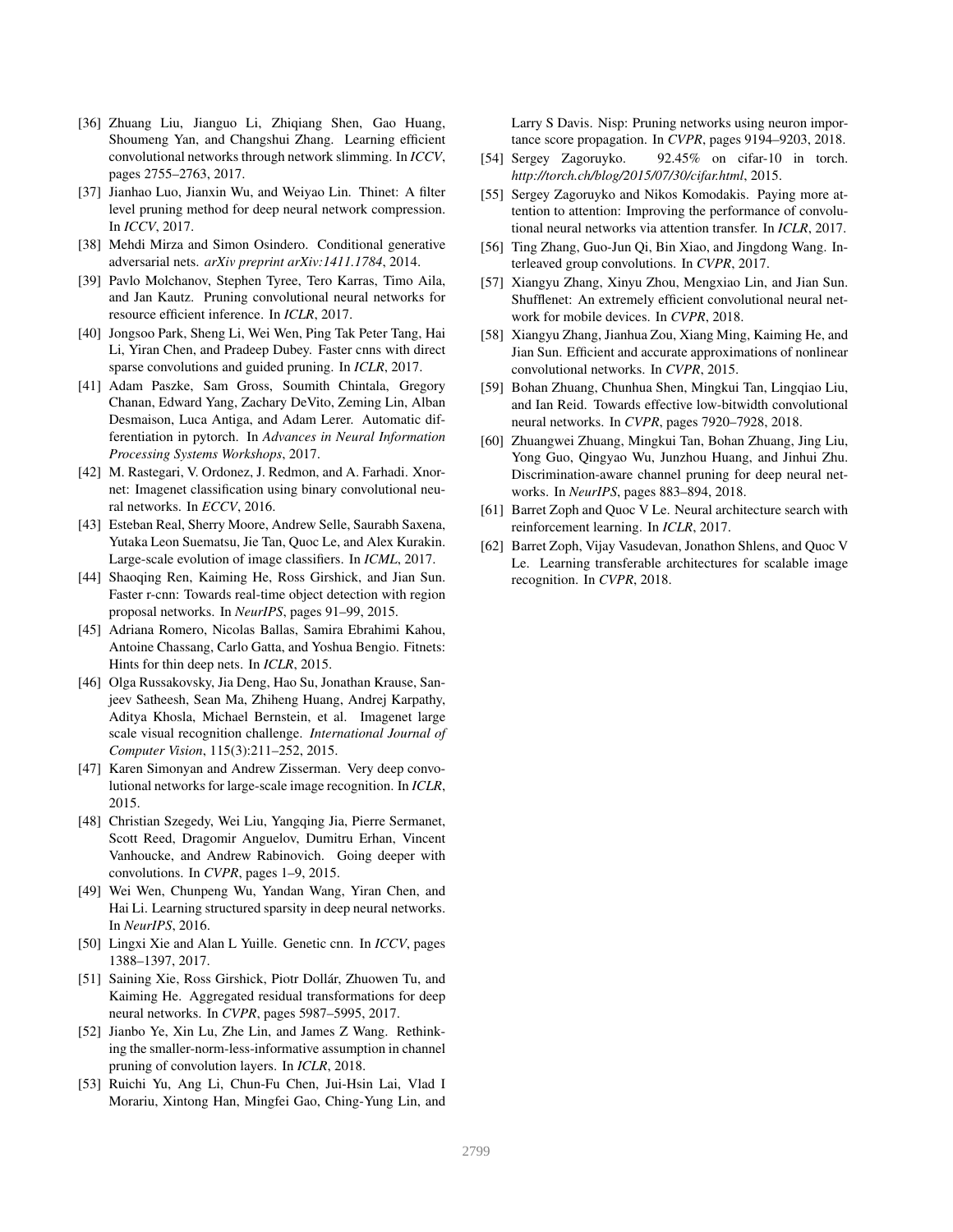[36] Zhuang Liu, Jianguo Li, Zhiqiang Shen, Gao Huang, Shoumeng Yan, and Changshui Zhang. Learning efficient convolutional networks through network slimming. In *ICCV*, pages 2755–2763, 2017.

[37] Jianhao Luo, Jianxin Wu, and Weiyao Lin. Thinet: A filter level pruning method for deep neural network compression. In *ICCV*, 2017.

[38] Mehdi Mirza and Simon Osindero. Conditional generative adversarial nets. *arXiv preprint arXiv:1411.1784*, 2014.

[39] Pavlo Molchanov, Stephen Tyree, Tero Karras, Timo Aila, and Jan Kautz. Pruning convolutional neural networks for resource efficient inference. In *ICLR*, 2017.

[40] Jongsoo Park, Sheng Li, Wei Wen, Ping Tak Peter Tang, Hai Li, Yiran Chen, and Pradeep Dubey. Faster cnns with direct sparse convolutions and guided pruning. In *ICLR*, 2017.

[41] Adam Paszke, Sam Gross, Soumith Chintala, Gregory Chanan, Edward Yang, Zachary DeVito, Zeming Lin, Alban Desmaison, Luca Antiga, and Adam Lerer. Automatic differentiation in pytorch. In *Advances in Neural Information Processing Systems Workshops*, 2017.

[42] M. Rastegari, V. Ordonez, J. Redmon, and A. Farhadi. Xnor-net: Imagenet classification using binary convolutional neural networks. In *ECCV*, 2016.

[43] Esteban Real, Sherry Moore, Andrew Selle, Saurabh Saxena, Yutaka Leon Suematsu, Jie Tan, Quoc Le, and Alex Kurakin. Large-scale evolution of image classifiers. In *ICML*, 2017.

[44] Shaoqing Ren, Kaiming He, Ross Girshick, and Jian Sun. Faster r-cnn: Towards real-time object detection with region proposal networks. In *NeurIPS*, pages 91–99, 2015.

[45] Adriana Romero, Nicolas Ballas, Samira Ebrahimi Kahou, Antoine Chassang, Carlo Gatta, and Yoshua Bengio. Fitnets: Hints for thin deep nets. In *ICLR*, 2015.

[46] Olga Russakovsky, Jia Deng, Hao Su, Jonathan Krause, Sanjeev Satheesh, Sean Ma, Zhiheng Huang, Andrej Karpathy, Aditya Khosla, Michael Bernstein, et al. Imagenet large scale visual recognition challenge. *International Journal of Computer Vision*, 115(3):211–252, 2015.

[47] Karen Simonyan and Andrew Zisserman. Very deep convolutional networks for large-scale image recognition. In *ICLR*, 2015.

[48] Christian Szegedy, Wei Liu, Yangqing Jia, Pierre Sermanet, Scott Reed, Dragomir Anguelov, Dumitru Erhan, Vincent Vanhoucke, and Andrew Rabinovich. Going deeper with convolutions. In *CVPR*, pages 1–9, 2015.

[49] Wei Wen, Chunpeng Wu, Yandan Wang, Yiran Chen, and Hai Li. Learning structured sparsity in deep neural networks. In *NeurIPS*, 2016.

[50] Lingxi Xie and Alan L Yuille. Genetic cnn. In *ICCV*, pages 1388–1397, 2017.

[51] Saining Xie, Ross Girshick, Piotr Dollár, Zhuowen Tu, and Kaiming He. Aggregated residual transformations for deep neural networks. In *CVPR*, pages 5987–5995, 2017.

[52] Jianbo Ye, Xin Lu, Zhe Lin, and James Z Wang. Rethinking the smaller-norm-less-informative assumption in channel pruning of convolution layers. In *ICLR*, 2018.

[53] Ruichi Yu, Ang Li, Chun-Fu Chen, Jui-Hsin Lai, Vlad I Morariu, Xintong Han, Mingfei Gao, Ching-Yung Lin, and Larry S Davis. Nisp: Pruning networks using neuron importance score propagation. In *CVPR*, pages 9194–9203, 2018.

[54] Sergey Zagoruyko. 92.45% on cifar-10 in torch. *http://torch.ch/blog/2015/07/30/cifar.html*, 2015.

[55] Sergey Zagoruyko and Nikos Komodakis. Paying more attention to attention: Improving the performance of convolutional neural networks via attention transfer. In *ICLR*, 2017.

[56] Ting Zhang, Guo-Jun Qi, Bin Xiao, and Jingdong Wang. Interleaved group convolutions. In *CVPR*, 2017.

[57] Xiangyu Zhang, Xinyu Zhou, Mengxiao Lin, and Jian Sun. Shufflenet: An extremely efficient convolutional neural network for mobile devices. In *CVPR*, 2018.

[58] Xiangyu Zhang, Jianhua Zou, Xiang Ming, Kaiming He, and Jian Sun. Efficient and accurate approximations of nonlinear convolutional networks. In *CVPR*, 2015.

[59] Bohan Zhuang, Chunhua Shen, Mingkui Tan, Lingqiao Liu, and Ian Reid. Towards effective low-bitwidth convolutional neural networks. In *CVPR*, pages 7920–7928, 2018.

[60] Zhuangwei Zhuang, Mingkui Tan, Bohan Zhuang, Jing Liu, Yong Guo, Qingyao Wu, Junzhou Huang, and Jinhui Zhu. Discrimination-aware channel pruning for deep neural networks. In *NeurIPS*, pages 883–894, 2018.

[61] Barret Zoph and Quoc V Le. Neural architecture search with reinforcement learning. In *ICLR*, 2017.

[62] Barret Zoph, Vijay Vasudevan, Jonathon Shlens, and Quoc V Le. Learning transferable architectures for scalable image recognition. In *CVPR*, 2018.